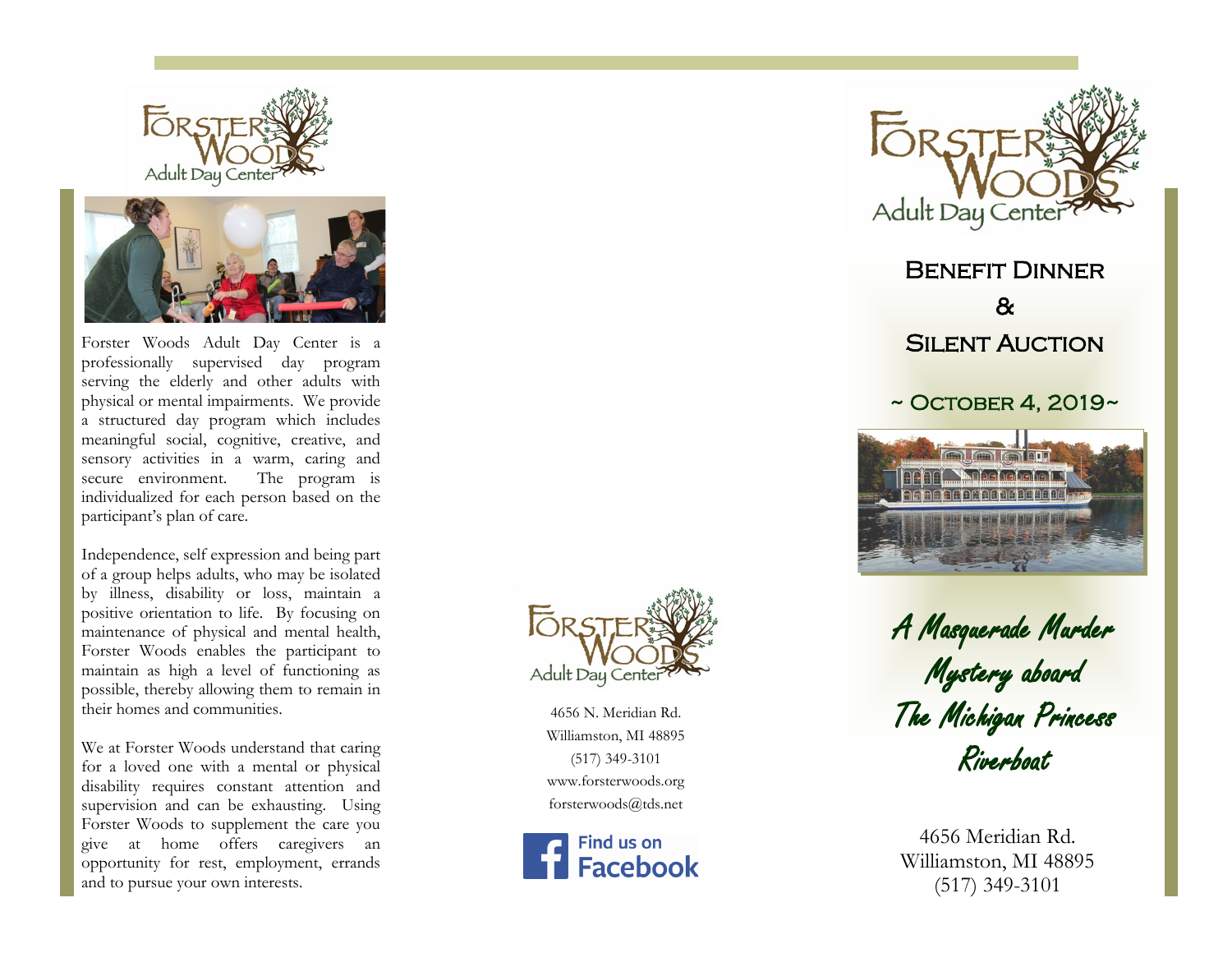Forster Woods Adult Day Center is a professionally supervised day program serving the elderly and other adults with physical or mental impairments. We provide a structured day program which includes meaningful social, cognitive, creative, and sensory activities in a warm, caring and secure environment. The program is individualized for each person based on the participant's plan of care.

Independence, self expression and being part of a group helps adults, who may be isolated by illness, disability or loss, maintain a positive orientation to life. By focusing on maintenance of physical and mental health, Forster Woods enables the participant to maintain as high a level of functioning as possible, thereby allowing them to remain in their homes and communities.

We at Forster Woods understand that caring for a loved one with a mental or physical disability requires constant attention and supervision and can be exhausting. Using Forster Woods to supplement the care you give at home offers caregivers an opportunity for rest, employment, errands and to pursue your own interests.

Forster Woods Adult Day Center

4656 N. Meridian Rd.
Williamston, MI 48895
(517) 349-3101
www.forsterwoods.org
forsterwoods@tds.net

Find us on Facebook

Forster Woods Adult Day Center

# Benefit Dinner & Silent Auction

## ~ October 4, 2019~

*A Masquerade Murder Mystery aboard The Michigan Princess Riverboat*

4656 Meridian Rd.
Williamston, MI 48895
(517) 349-3101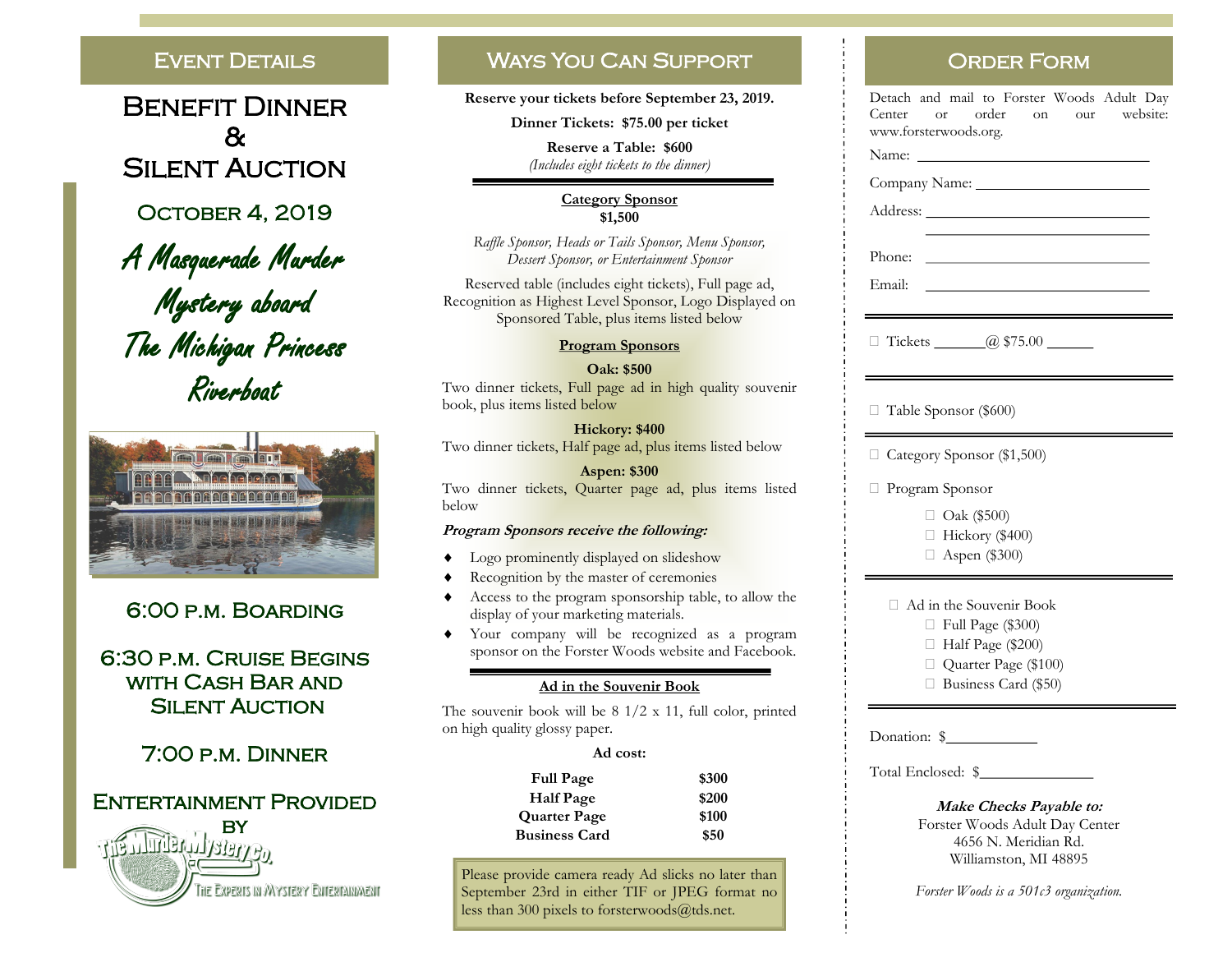## Event Details

# Benefit Dinner & Silent Auction

### October 4, 2019

*A Masquerade Murder Mystery aboard The Michigan Princess Riverboat*

6:00 p.m. Boarding

6:30 p.m. Cruise Begins with Cash Bar and Silent Auction

7:00 p.m. Dinner

Entertainment Provided by

The Murder Mystery Co.
The Experts in Mystery Entertainment

## Ways You Can Support

**Reserve your tickets before September 23, 2019.**

**Dinner Tickets: $75.00 per ticket**

**Reserve a Table: $600**
*(Includes eight tickets to the dinner)*

**Category Sponsor**
**$1,500**

*Raffle Sponsor, Heads or Tails Sponsor, Menu Sponsor, Dessert Sponsor, or Entertainment Sponsor*

Reserved table (includes eight tickets), Full page ad, Recognition as Highest Level Sponsor, Logo Displayed on Sponsored Table, plus items listed below

**Program Sponsors**

**Oak: $500**
Two dinner tickets, Full page ad in high quality souvenir book, plus items listed below

**Hickory: $400**
Two dinner tickets, Half page ad, plus items listed below

**Aspen: $300**
Two dinner tickets, Quarter page ad, plus items listed below

***Program Sponsors receive the following:***

- Logo prominently displayed on slideshow
- Recognition by the master of ceremonies
- Access to the program sponsorship table, to allow the display of your marketing materials.
- Your company will be recognized as a program sponsor on the Forster Woods website and Facebook.

**Ad in the Souvenir Book**

The souvenir book will be 8 1/2 x 11, full color, printed on high quality glossy paper.

**Ad cost:**

| | |
|---|---|
| **Full Page** | **$300** |
| **Half Page** | **$200** |
| **Quarter Page** | **$100** |
| **Business Card** | **$50** |

Please provide camera ready Ad slicks no later than September 23rd in either TIF or JPEG format no less than 300 pixels to forsterwoods@tds.net.

## Order Form

Detach and mail to Forster Woods Adult Day Center or order on our website: www.forsterwoods.org.

Name: ______________________________

Company Name: ______________________________

Address: ______________________________
______________________________

Phone: ______________________________

Email: ______________________________

☐ Tickets _______@ $75.00 ______

☐ Table Sponsor ($600)

☐ Category Sponsor ($1,500)

☐ Program Sponsor
- ☐ Oak ($500)
- ☐ Hickory ($400)
- ☐ Aspen ($300)

☐ Ad in the Souvenir Book
- ☐ Full Page ($300)
- ☐ Half Page ($200)
- ☐ Quarter Page ($100)
- ☐ Business Card ($50)

Donation: $____________

Total Enclosed: $_______________

***Make Checks Payable to:***
Forster Woods Adult Day Center
4656 N. Meridian Rd.
Williamston, MI 48895

*Forster Woods is a 501c3 organization.*